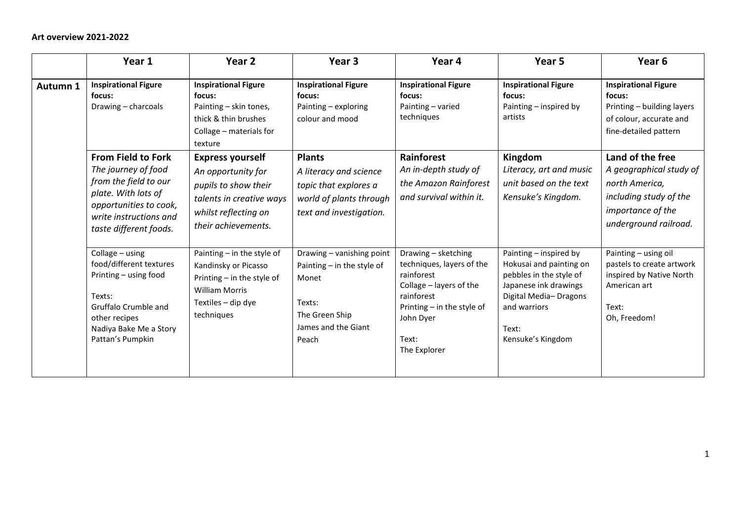**Art overview 2021-2022**

| | Year 1 | Year 2 | Year 3 | Year 4 | Year 5 | Year 6 |
|---|---|---|---|---|---|---|
| **Autumn 1** | **Inspirational Figure focus:**<br>Drawing – charcoals | **Inspirational Figure focus:**<br>Painting – skin tones, thick & thin brushes<br>Collage – materials for texture | **Inspirational Figure focus:**<br>Painting – exploring colour and mood | **Inspirational Figure focus:**<br>Painting – varied techniques | **Inspirational Figure focus:**<br>Painting – inspired by artists | **Inspirational Figure focus:**<br>Printing – building layers of colour, accurate and fine-detailed pattern |
| | **From Field to Fork**<br>*The journey of food from the field to our plate. With lots of opportunities to cook, write instructions and taste different foods.* | **Express yourself**<br>*An opportunity for pupils to show their talents in creative ways whilst reflecting on their achievements.* | **Plants**<br>*A literacy and science topic that explores a world of plants through text and investigation.* | **Rainforest**<br>*An in-depth study of the Amazon Rainforest and survival within it.* | **Kingdom**<br>*Literacy, art and music unit based on the text Kensuke's Kingdom.* | **Land of the free**<br>*A geographical study of north America, including study of the importance of the underground railroad.* |
| | Collage – using food/different textures<br>Printing – using food<br><br>Texts:<br>Gruffalo Crumble and other recipes<br>Nadiya Bake Me a Story<br>Pattan's Pumpkin | Painting – in the style of Kandinsky or Picasso<br>Printing – in the style of William Morris<br>Textiles – dip dye techniques | Drawing – vanishing point<br>Painting – in the style of Monet<br><br>Texts:<br>The Green Ship<br>James and the Giant Peach | Drawing – sketching techniques, layers of the rainforest<br>Collage – layers of the rainforest<br>Printing – in the style of John Dyer<br><br>Text:<br>The Explorer | Painting – inspired by Hokusai and painting on pebbles in the style of Japanese ink drawings<br>Digital Media– Dragons and warriors<br><br>Text:<br>Kensuke's Kingdom | Painting – using oil pastels to create artwork inspired by Native North American art<br><br>Text:<br>Oh, Freedom! |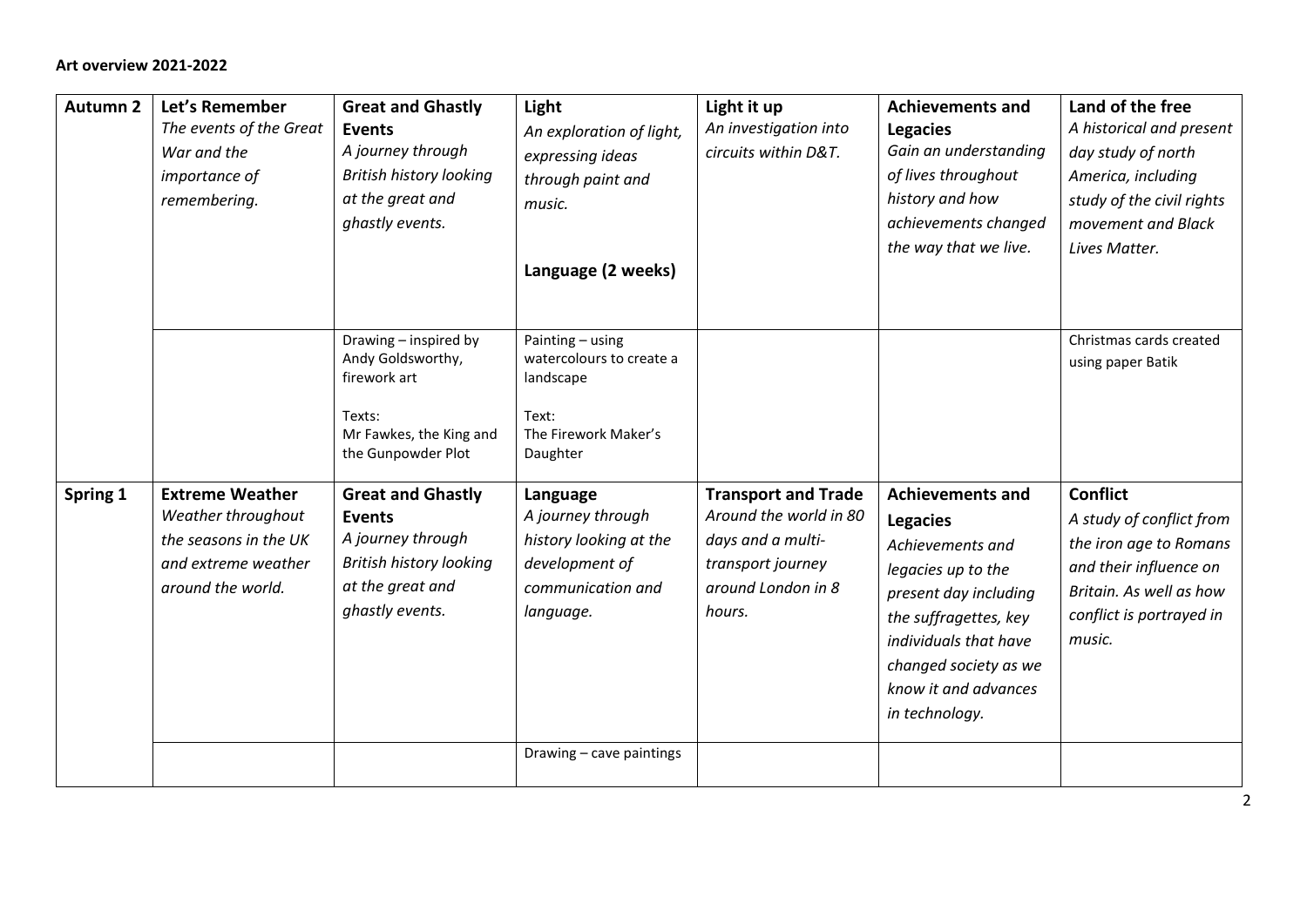**Art overview 2021-2022**

| | | | | | | |
|---|---|---|---|---|---|---|
| **Autumn 2** | **Let's Remember** *The events of the Great War and the importance of remembering.* | **Great and Ghastly Events** *A journey through British history looking at the great and ghastly events.* | **Light** *An exploration of light, expressing ideas through paint and music.* **Language (2 weeks)** | **Light it up** *An investigation into circuits within D&T.* | **Achievements and Legacies** *Gain an understanding of lives throughout history and how achievements changed the way that we live.* | **Land of the free** *A historical and present day study of north America, including study of the civil rights movement and Black Lives Matter.* |
| | | Drawing – inspired by Andy Goldsworthy, firework art<br><br>Texts:<br>Mr Fawkes, the King and the Gunpowder Plot | Painting – using watercolours to create a landscape<br><br>Text:<br>The Firework Maker's Daughter | | | Christmas cards created using paper Batik |
| **Spring 1** | **Extreme Weather** *Weather throughout the seasons in the UK and extreme weather around the world.* | **Great and Ghastly Events** *A journey through British history looking at the great and ghastly events.* | **Language** *A journey through history looking at the development of communication and language.* | **Transport and Trade** *Around the world in 80 days and a multi-transport journey around London in 8 hours.* | **Achievements and Legacies** *Achievements and legacies up to the present day including the suffragettes, key individuals that have changed society as we know it and advances in technology.* | **Conflict** *A study of conflict from the iron age to Romans and their influence on Britain. As well as how conflict is portrayed in music.* |
| | | | Drawing – cave paintings | | | |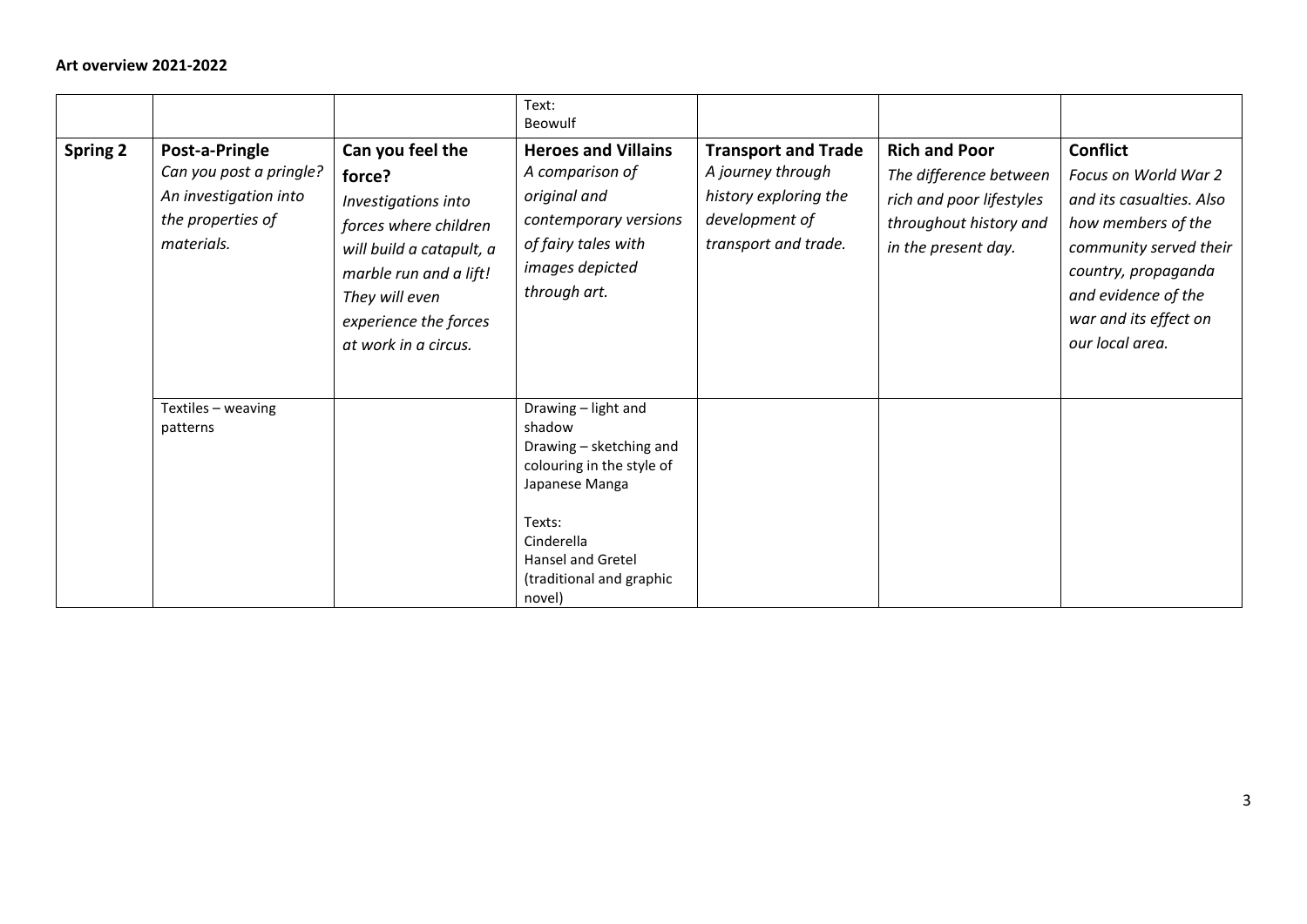**Art overview 2021-2022**

| | | | | | | |
|---|---|---|---|---|---|---|
| | | | Text: Beowulf | | | |
| **Spring 2** | **Post-a-Pringle** *Can you post a pringle? An investigation into the properties of materials.* | **Can you feel the force?** *Investigations into forces where children will build a catapult, a marble run and a lift! They will even experience the forces at work in a circus.* | **Heroes and Villains** *A comparison of original and contemporary versions of fairy tales with images depicted through art.* | **Transport and Trade** *A journey through history exploring the development of transport and trade.* | **Rich and Poor** *The difference between rich and poor lifestyles throughout history and in the present day.* | **Conflict** *Focus on World War 2 and its casualties. Also how members of the community served their country, propaganda and evidence of the war and its effect on our local area.* |
| | Textiles – weaving patterns | | Drawing – light and shadow<br>Drawing – sketching and colouring in the style of Japanese Manga<br><br>Texts:<br>Cinderella<br>Hansel and Gretel (traditional and graphic novel) | | | |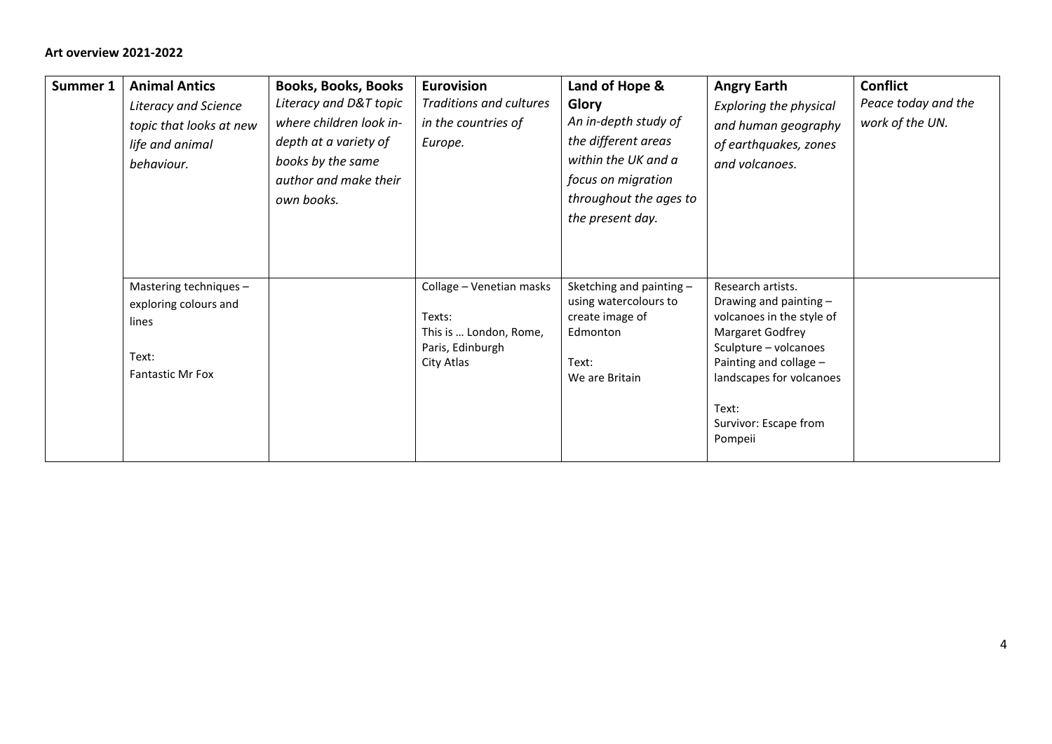**Art overview 2021-2022**

| Summer 1 | **Animal Antics** *Literacy and Science topic that looks at new life and animal behaviour.* | **Books, Books, Books** *Literacy and D&T topic where children look in-depth at a variety of books by the same author and make their own books.* | **Eurovision** *Traditions and cultures in the countries of Europe.* | **Land of Hope & Glory** *An in-depth study of the different areas within the UK and a focus on migration throughout the ages to the present day.* | **Angry Earth** *Exploring the physical and human geography of earthquakes, zones and volcanoes.* | **Conflict** *Peace today and the work of the UN.* |
|---|---|---|---|---|---|---|
| | Mastering techniques – exploring colours and lines<br><br>Text:<br>Fantastic Mr Fox | | Collage – Venetian masks<br><br>Texts:<br>This is … London, Rome, Paris, Edinburgh<br>City Atlas | Sketching and painting – using watercolours to create image of Edmonton<br><br>Text:<br>We are Britain | Research artists.<br>Drawing and painting – volcanoes in the style of Margaret Godfrey<br>Sculpture – volcanoes<br>Painting and collage – landscapes for volcanoes<br><br>Text:<br>Survivor: Escape from Pompeii | |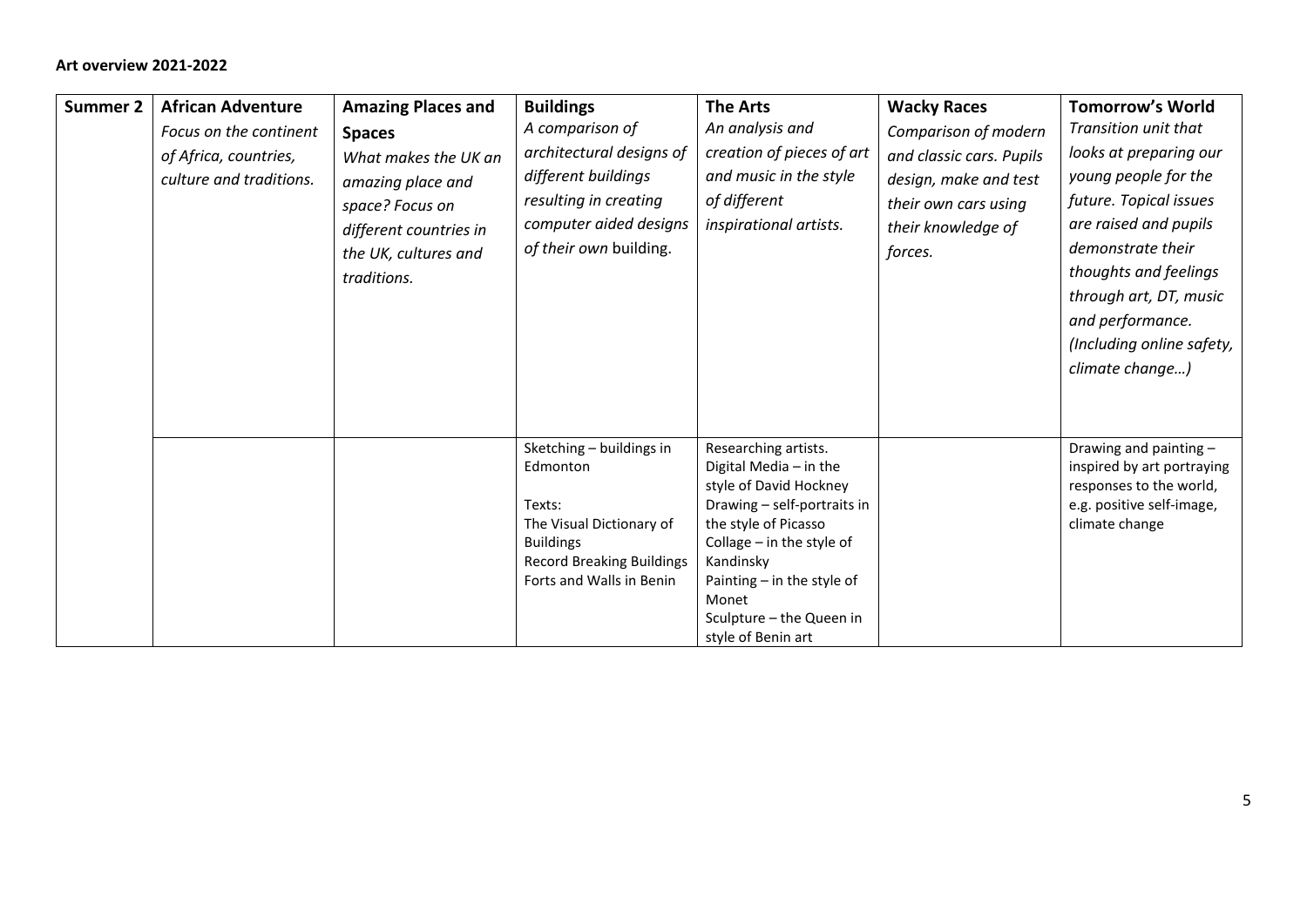**Art overview 2021-2022**

| | | | | | | |
|---|---|---|---|---|---|---|
| **Summer 2** | **African Adventure**<br>*Focus on the continent of Africa, countries, culture and traditions.* | **Amazing Places and Spaces**<br>*What makes the UK an amazing place and space? Focus on different countries in the UK, cultures and traditions.* | **Buildings**<br>*A comparison of architectural designs of different buildings resulting in creating computer aided designs of their own* building. | **The Arts**<br>*An analysis and creation of pieces of art and music in the style of different inspirational artists.* | **Wacky Races**<br>*Comparison of modern and classic cars. Pupils design, make and test their own cars using their knowledge of forces.* | **Tomorrow's World**<br>*Transition unit that looks at preparing our young people for the future. Topical issues are raised and pupils demonstrate their thoughts and feelings through art, DT, music and performance. (Including online safety, climate change…)* |
| | | | Sketching – buildings in Edmonton<br><br>Texts:<br>The Visual Dictionary of Buildings<br>Record Breaking Buildings<br>Forts and Walls in Benin | Researching artists.<br>Digital Media – in the style of David Hockney<br>Drawing – self-portraits in the style of Picasso<br>Collage – in the style of Kandinsky<br>Painting – in the style of Monet<br>Sculpture – the Queen in style of Benin art | | Drawing and painting – inspired by art portraying responses to the world, e.g. positive self-image, climate change |